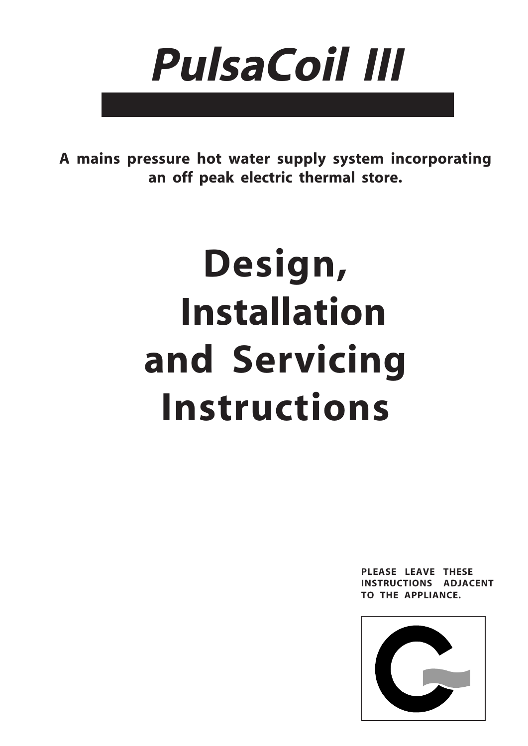# PulsaCoil III

**A mains pressure hot water supply system incorporating an off peak electric thermal store.**

# Design, Installation and Servicing Instructions

**PLEASE LEAVE THESE INSTRUCTIONS ADJACENT TO THE APPLIANCE.**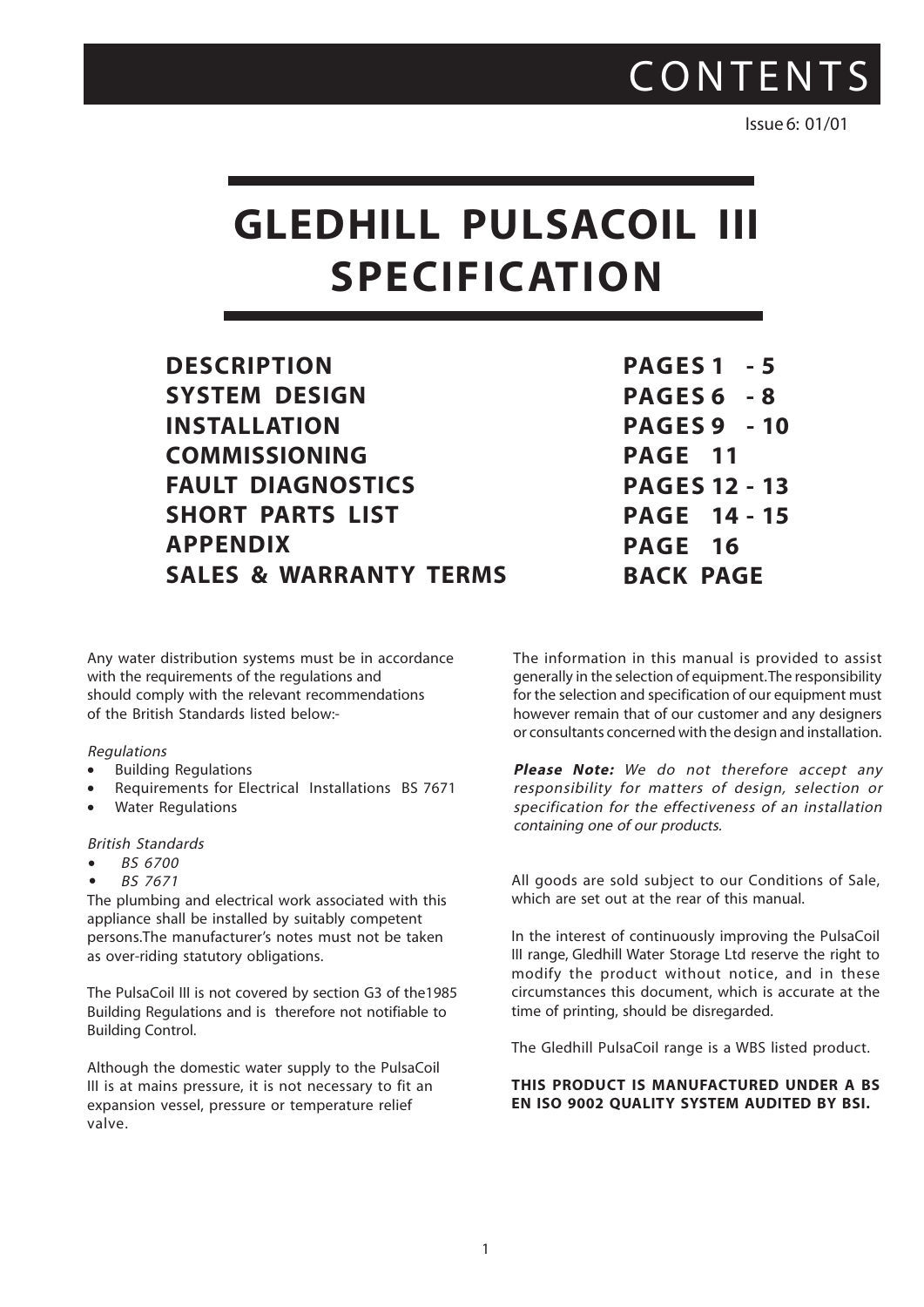# CONTENTS

Issue 6: 01/01

# GLEDHILL PULSACOIL III SPECIFICATION

| | |
|---|---|
| **DESCRIPTION** | **PAGES 1 - 5** |
| **SYSTEM DESIGN** | **PAGES 6 - 8** |
| **INSTALLATION** | **PAGES 9 - 10** |
| **COMMISSIONING** | **PAGE 11** |
| **FAULT DIAGNOSTICS** | **PAGES 12 - 13** |
| **SHORT PARTS LIST** | **PAGE 14 - 15** |
| **APPENDIX** | **PAGE 16** |
| **SALES & WARRANTY TERMS** | **BACK PAGE** |

Any water distribution systems must be in accordance with the requirements of the regulations and should comply with the relevant recommendations of the British Standards listed below:-

*Regulations*

- Building Regulations
- Requirements for Electrical Installations BS 7671
- Water Regulations

*British Standards*

- *BS 6700*
- *BS 7671*

The plumbing and electrical work associated with this appliance shall be installed by suitably competent persons.The manufacturer's notes must not be taken as over-riding statutory obligations.

The PulsaCoil III is not covered by section G3 of the1985 Building Regulations and is therefore not notifiable to Building Control.

Although the domestic water supply to the PulsaCoil III is at mains pressure, it is not necessary to fit an expansion vessel, pressure or temperature relief valve.

The information in this manual is provided to assist generally in the selection of equipment.The responsibility for the selection and specification of our equipment must however remain that of our customer and any designers or consultants concerned with the design and installation.

***Please Note:*** *We do not therefore accept any responsibility for matters of design, selection or specification for the effectiveness of an installation containing one of our products.*

All goods are sold subject to our Conditions of Sale, which are set out at the rear of this manual.

In the interest of continuously improving the PulsaCoil III range, Gledhill Water Storage Ltd reserve the right to modify the product without notice, and in these circumstances this document, which is accurate at the time of printing, should be disregarded.

The Gledhill PulsaCoil range is a WBS listed product.

**THIS PRODUCT IS MANUFACTURED UNDER A BS EN ISO 9002 QUALITY SYSTEM AUDITED BY BSI.**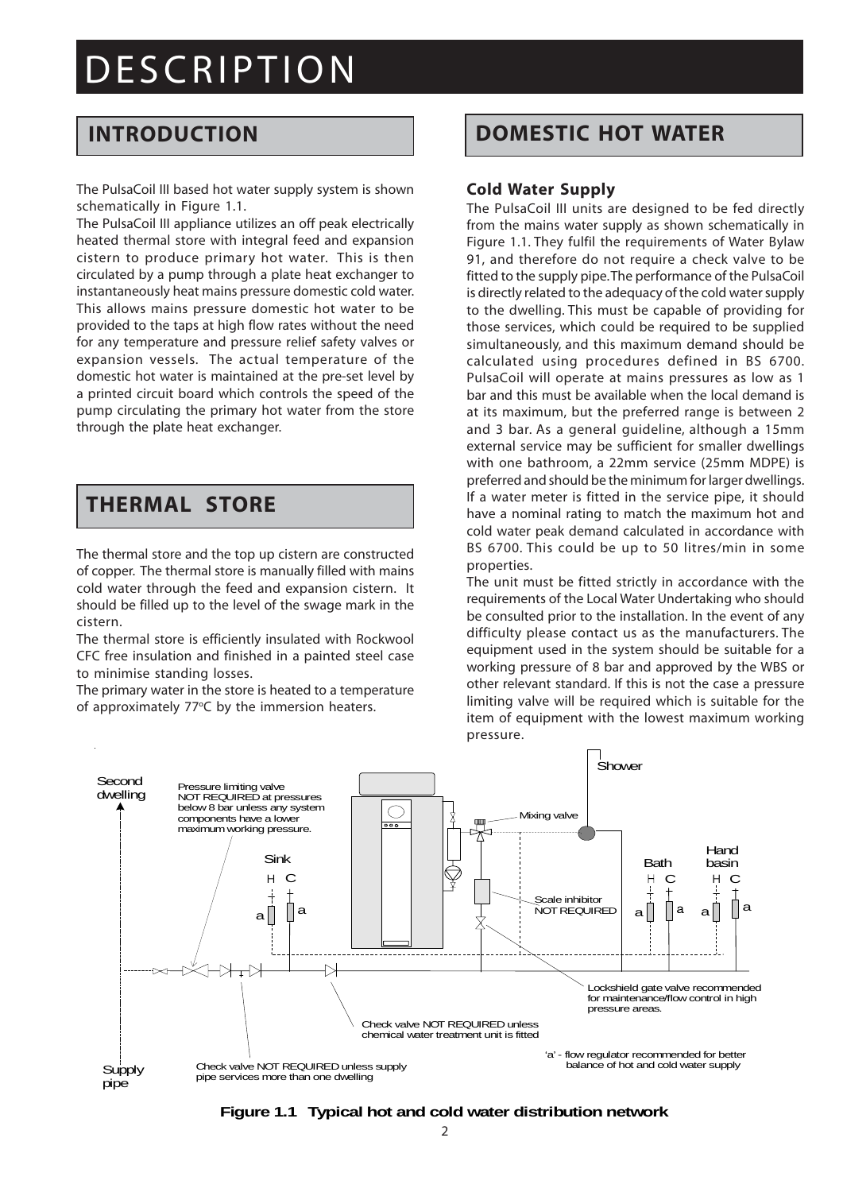#  DESCRIPTION

## INTRODUCTION

The PulsaCoil III based hot water supply system is shown schematically in Figure 1.1.

The PulsaCoil III appliance utilizes an off peak electrically heated thermal store with integral feed and expansion cistern to produce primary hot water. This is then circulated by a pump through a plate heat exchanger to instantaneously heat mains pressure domestic cold water. This allows mains pressure domestic hot water to be provided to the taps at high flow rates without the need for any temperature and pressure relief safety valves or expansion vessels. The actual temperature of the domestic hot water is maintained at the pre-set level by a printed circuit board which controls the speed of the pump circulating the primary hot water from the store through the plate heat exchanger.

## THERMAL STORE

The thermal store and the top up cistern are constructed of copper. The thermal store is manually filled with mains cold water through the feed and expansion cistern. It should be filled up to the level of the swage mark in the cistern.

The thermal store is efficiently insulated with Rockwool CFC free insulation and finished in a painted steel case to minimise standing losses.

The primary water in the store is heated to a temperature of approximately 77°C by the immersion heaters.

## DOMESTIC HOT WATER

### Cold Water Supply

The PulsaCoil III units are designed to be fed directly from the mains water supply as shown schematically in Figure 1.1. They fulfil the requirements of Water Bylaw 91, and therefore do not require a check valve to be fitted to the supply pipe. The performance of the PulsaCoil is directly related to the adequacy of the cold water supply to the dwelling. This must be capable of providing for those services, which could be required to be supplied simultaneously, and this maximum demand should be calculated using procedures defined in BS 6700. PulsaCoil will operate at mains pressures as low as 1 bar and this must be available when the local demand is at its maximum, but the preferred range is between 2 and 3 bar. As a general guideline, although a 15mm external service may be sufficient for smaller dwellings with one bathroom, a 22mm service (25mm MDPE) is preferred and should be the minimum for larger dwellings. If a water meter is fitted in the service pipe, it should have a nominal rating to match the maximum hot and cold water peak demand calculated in accordance with BS 6700. This could be up to 50 litres/min in some properties.

The unit must be fitted strictly in accordance with the requirements of the Local Water Undertaking who should be consulted prior to the installation. In the event of any difficulty please contact us as the manufacturers. The equipment used in the system should be suitable for a working pressure of 8 bar and approved by the WBS or other relevant standard. If this is not the case a pressure limiting valve will be required which is suitable for the item of equipment with the lowest maximum working pressure.

Second dwelling

Pressure limiting valve NOT REQUIRED at pressures below 8 bar unless any system components have a lower maximum working pressure.

Sink H C a a

Mixing valve

Shower

Bath H C a a

Hand basin H C a a

Scale inhibitor NOT REQUIRED

Lockshield gate valve recommended for maintenance/flow control in high pressure areas.

Check valve NOT REQUIRED unless chemical water treatment unit is fitted

'a' - flow regulator recommended for better balance of hot and cold water supply

Supply pipe

Check valve NOT REQUIRED unless supply pipe services more than one dwelling

**Figure 1.1 Typical hot and cold water distribution network**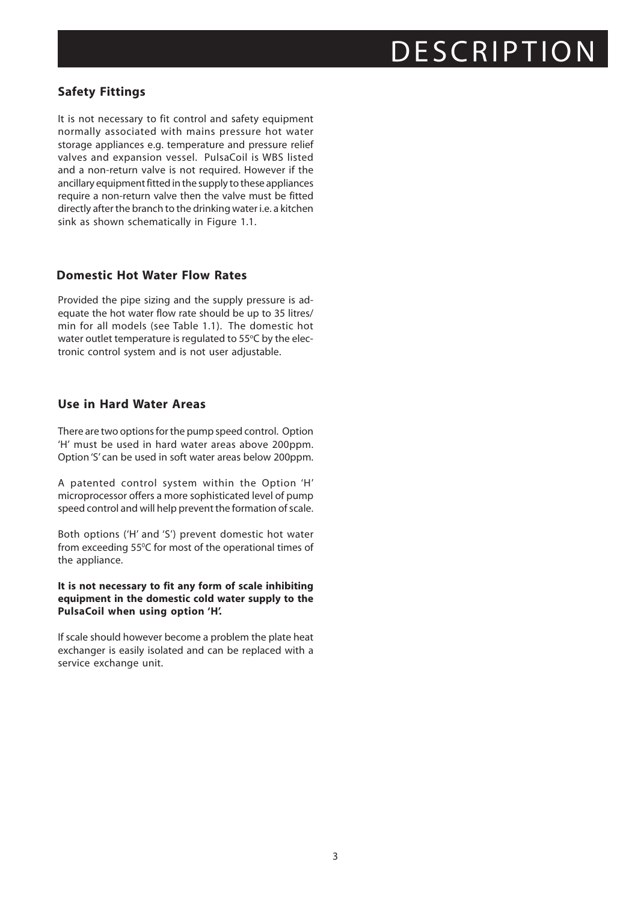# DESCRIPTION

## Safety Fittings

It is not necessary to fit control and safety equipment normally associated with mains pressure hot water storage appliances e.g. temperature and pressure relief valves and expansion vessel. PulsaCoil is WBS listed and a non-return valve is not required. However if the ancillary equipment fitted in the supply to these appliances require a non-return valve then the valve must be fitted directly after the branch to the drinking water i.e. a kitchen sink as shown schematically in Figure 1.1.

## Domestic Hot Water Flow Rates

Provided the pipe sizing and the supply pressure is adequate the hot water flow rate should be up to 35 litres/min for all models (see Table 1.1). The domestic hot water outlet temperature is regulated to 55°C by the electronic control system and is not user adjustable.

## Use in Hard Water Areas

There are two options for the pump speed control. Option 'H' must be used in hard water areas above 200ppm. Option 'S' can be used in soft water areas below 200ppm.

A patented control system within the Option 'H' microprocessor offers a more sophisticated level of pump speed control and will help prevent the formation of scale.

Both options ('H' and 'S') prevent domestic hot water from exceeding 55°C for most of the operational times of the appliance.

**It is not necessary to fit any form of scale inhibiting equipment in the domestic cold water supply to the PulsaCoil when using option 'H'.**

If scale should however become a problem the plate heat exchanger is easily isolated and can be replaced with a service exchange unit.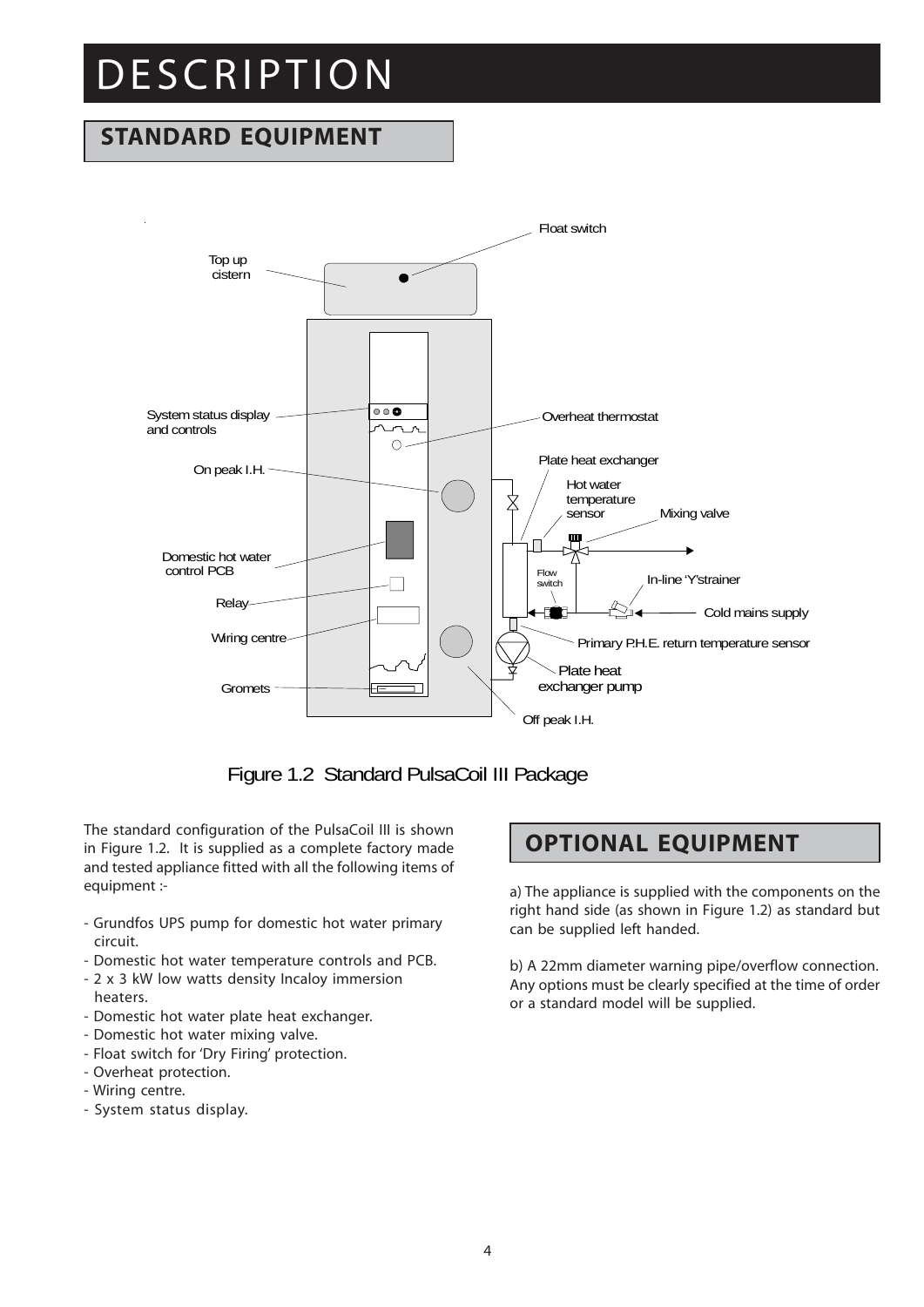# DESCRIPTION

## STANDARD EQUIPMENT

Figure 1.2 Standard PulsaCoil III Package

The standard configuration of the PulsaCoil III is shown in Figure 1.2. It is supplied as a complete factory made and tested appliance fitted with all the following items of equipment :-

- Grundfos UPS pump for domestic hot water primary circuit.
- Domestic hot water temperature controls and PCB.
- 2 x 3 kW low watts density Incaloy immersion heaters.
- Domestic hot water plate heat exchanger.
- Domestic hot water mixing valve.
- Float switch for 'Dry Firing' protection.
- Overheat protection.
- Wiring centre.
- System status display.

## OPTIONAL EQUIPMENT

a) The appliance is supplied with the components on the right hand side (as shown in Figure 1.2) as standard but can be supplied left handed.

b) A 22mm diameter warning pipe/overflow connection. Any options must be clearly specified at the time of order or a standard model will be supplied.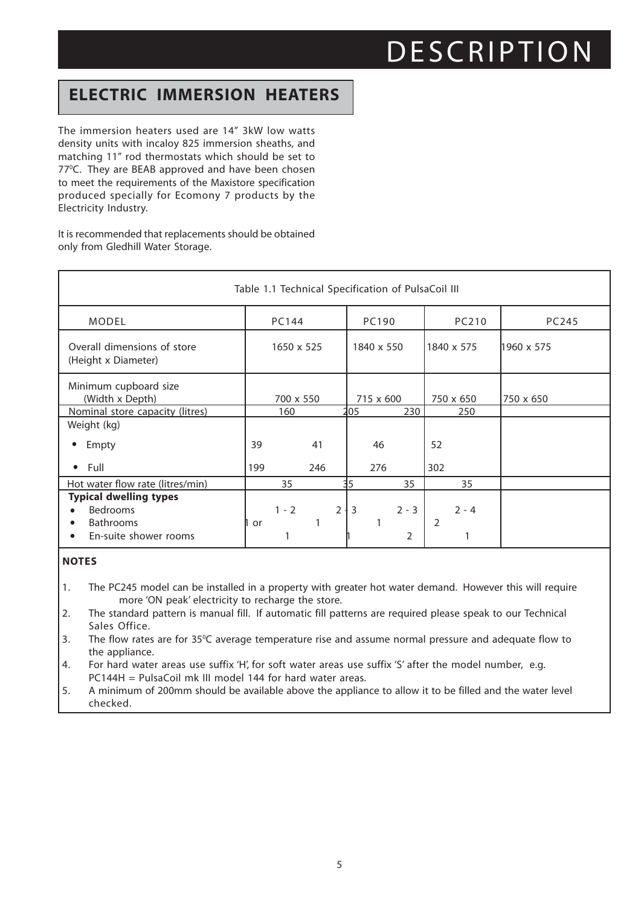# DESCRIPTION

## ELECTRIC IMMERSION HEATERS

The immersion heaters used are 14" 3kW low watts density units with incaloy 825 immersion sheaths, and matching 11" rod thermostats which should be set to 77°C. They are BEAB approved and have been chosen to meet the requirements of the Maxistore specification produced specially for Ecomony 7 products by the Electricity Industry.

It is recommended that replacements should be obtained only from Gledhill Water Storage.

Table 1.1 Technical Specification of PulsaCoil III

| MODEL | PC144 | PC190 | PC210 | PC245 |
|---|---|---|---|---|
| Overall dimensions of store (Height x Diameter) | 1650 x 525 | 1840 x 550 | 1840 x 575 | 1960 x 575 |
| Minimum cupboard size (Width x Depth) | 700 x 550 | 715 x 600 | 750 x 650 | 750 x 650 |
| Nominal store capacity (litres) | 160 | 205 230 | 250 | |
| Weight (kg) | | | | |
| • Empty | 39 41 | 46 | 52 | |
| • Full | 199 246 | 276 | 302 | |
| Hot water flow rate (litres/min) | 35 | 35 35 | 35 | |
| **Typical dwelling types** | | | | |
| • Bedrooms | 1 - 2 | 2 - 3 2 - 3 | 2 - 4 | |
| • Bathrooms | 1 or 1 | 1 | 2 | |
| • En-suite shower rooms | 1 | 1 2 | 1 | |

**NOTES**

1. The PC245 model can be installed in a property with greater hot water demand. However this will require more 'ON peak' electricity to recharge the store.
2. The standard pattern is manual fill. If automatic fill patterns are required please speak to our Technical Sales Office.
3. The flow rates are for 35°C average temperature rise and assume normal pressure and adequate flow to the appliance.
4. For hard water areas use suffix 'H', for soft water areas use suffix 'S' after the model number, e.g. PC144H = PulsaCoil mk III model 144 for hard water areas.
5. A minimum of 200mm should be available above the appliance to allow it to be filled and the water level checked.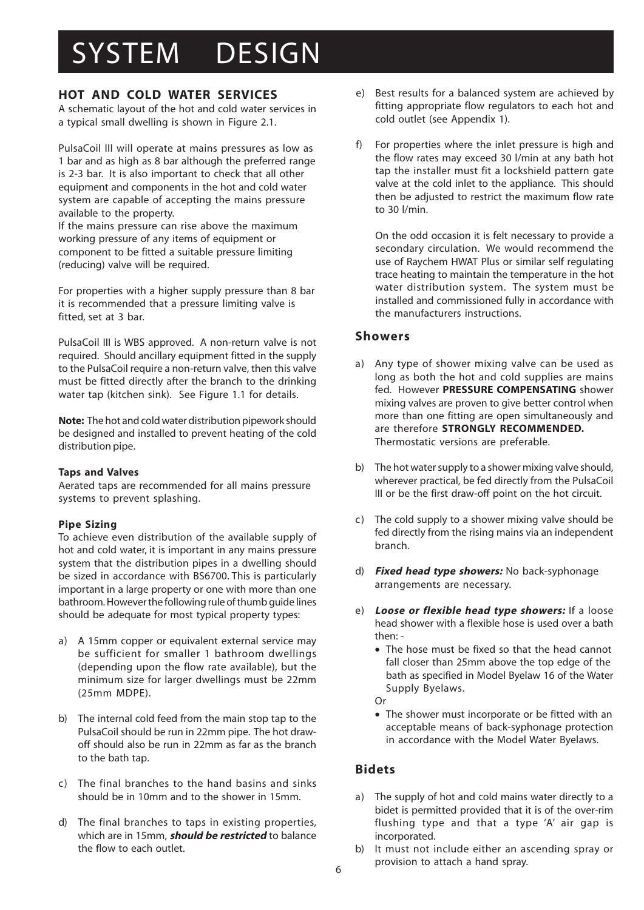# SYSTEM DESIGN

## HOT AND COLD WATER SERVICES

A schematic layout of the hot and cold water services in a typical small dwelling is shown in Figure 2.1.

PulsaCoil III will operate at mains pressures as low as 1 bar and as high as 8 bar although the preferred range is 2-3 bar. It is also important to check that all other equipment and components in the hot and cold water system are capable of accepting the mains pressure available to the property.
If the mains pressure can rise above the maximum working pressure of any items of equipment or component to be fitted a suitable pressure limiting (reducing) valve will be required.

For properties with a higher supply pressure than 8 bar it is recommended that a pressure limiting valve is fitted, set at 3 bar.

PulsaCoil III is WBS approved. A non-return valve is not required. Should ancillary equipment fitted in the supply to the PulsaCoil require a non-return valve, then this valve must be fitted directly after the branch to the drinking water tap (kitchen sink). See Figure 1.1 for details.

**Note:** The hot and cold water distribution pipework should be designed and installed to prevent heating of the cold distribution pipe.

#### Taps and Valves

Aerated taps are recommended for all mains pressure systems to prevent splashing.

#### Pipe Sizing

To achieve even distribution of the available supply of hot and cold water, it is important in any mains pressure system that the distribution pipes in a dwelling should be sized in accordance with BS6700. This is particularly important in a large property or one with more than one bathroom. However the following rule of thumb guide lines should be adequate for most typical property types:

a) A 15mm copper or equivalent external service may be sufficient for smaller 1 bathroom dwellings (depending upon the flow rate available), but the minimum size for larger dwellings must be 22mm (25mm MDPE).

b) The internal cold feed from the main stop tap to the PulsaCoil should be run in 22mm pipe. The hot draw-off should also be run in 22mm as far as the branch to the bath tap.

c) The final branches to the hand basins and sinks should be in 10mm and to the shower in 15mm.

d) The final branches to taps in existing properties, which are in 15mm, ***should be restricted*** to balance the flow to each outlet.

e) Best results for a balanced system are achieved by fitting appropriate flow regulators to each hot and cold outlet (see Appendix 1).

f) For properties where the inlet pressure is high and the flow rates may exceed 30 l/min at any bath hot tap the installer must fit a lockshield pattern gate valve at the cold inlet to the appliance. This should then be adjusted to restrict the maximum flow rate to 30 l/min.

   On the odd occasion it is felt necessary to provide a secondary circulation. We would recommend the use of Raychem HWAT Plus or similar self regulating trace heating to maintain the temperature in the hot water distribution system. The system must be installed and commissioned fully in accordance with the manufacturers instructions.

### Showers

a) Any type of shower mixing valve can be used as long as both the hot and cold supplies are mains fed. However **PRESSURE COMPENSATING** shower mixing valves are proven to give better control when more than one fitting are open simultaneously and are therefore **STRONGLY RECOMMENDED.** Thermostatic versions are preferable.

b) The hot water supply to a shower mixing valve should, wherever practical, be fed directly from the PulsaCoil III or be the first draw-off point on the hot circuit.

c) The cold supply to a shower mixing valve should be fed directly from the rising mains via an independent branch.

d) ***Fixed head type showers:*** No back-syphonage arrangements are necessary.

e) ***Loose or flexible head type showers:*** If a loose head shower with a flexible hose is used over a bath then: -
   - The hose must be fixed so that the head cannot fall closer than 25mm above the top edge of the bath as specified in Model Byelaw 16 of the Water Supply Byelaws.

   Or
   - The shower must incorporate or be fitted with an acceptable means of back-syphonage protection in accordance with the Model Water Byelaws.

### Bidets

a) The supply of hot and cold mains water directly to a bidet is permitted provided that it is of the over-rim flushing type and that a type 'A' air gap is incorporated.

b) It must not include either an ascending spray or provision to attach a hand spray.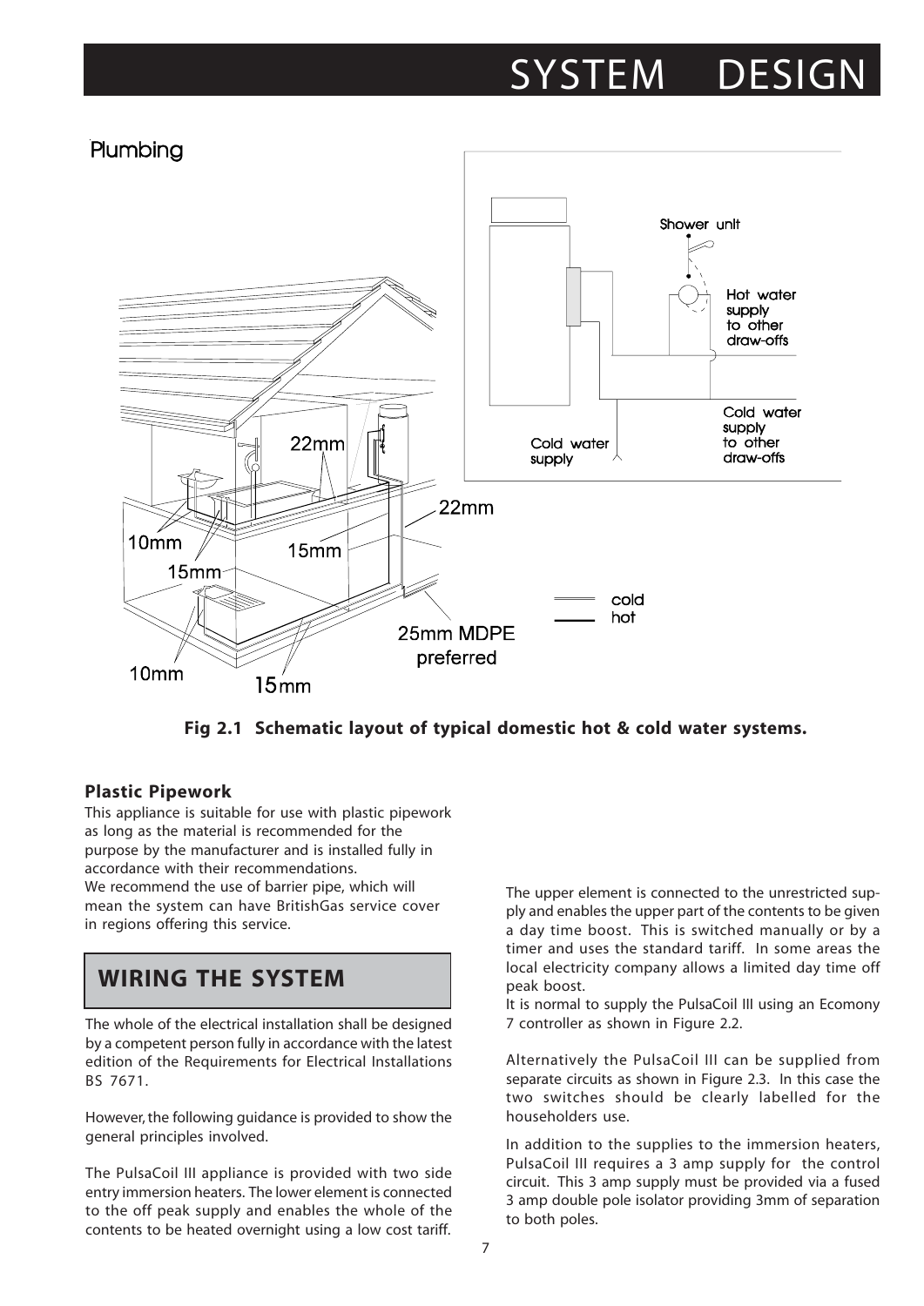# SYSTEM DESIGN

## Plumbing

**Fig 2.1 Schematic layout of typical domestic hot & cold water systems.**

### Plastic Pipework

This appliance is suitable for use with plastic pipework as long as the material is recommended for the purpose by the manufacturer and is installed fully in accordance with their recommendations.
We recommend the use of barrier pipe, which will mean the system can have BritishGas service cover in regions offering this service.

## WIRING THE SYSTEM

The whole of the electrical installation shall be designed by a competent person fully in accordance with the latest edition of the Requirements for Electrical Installations BS 7671.

However, the following guidance is provided to show the general principles involved.

The PulsaCoil III appliance is provided with two side entry immersion heaters. The lower element is connected to the off peak supply and enables the whole of the contents to be heated overnight using a low cost tariff.

The upper element is connected to the unrestricted supply and enables the upper part of the contents to be given a day time boost. This is switched manually or by a timer and uses the standard tariff. In some areas the local electricity company allows a limited day time off peak boost.
It is normal to supply the PulsaCoil III using an Ecomony 7 controller as shown in Figure 2.2.

Alternatively the PulsaCoil III can be supplied from separate circuits as shown in Figure 2.3. In this case the two switches should be clearly labelled for the householders use.

In addition to the supplies to the immersion heaters, PulsaCoil III requires a 3 amp supply for the control circuit. This 3 amp supply must be provided via a fused 3 amp double pole isolator providing 3mm of separation to both poles.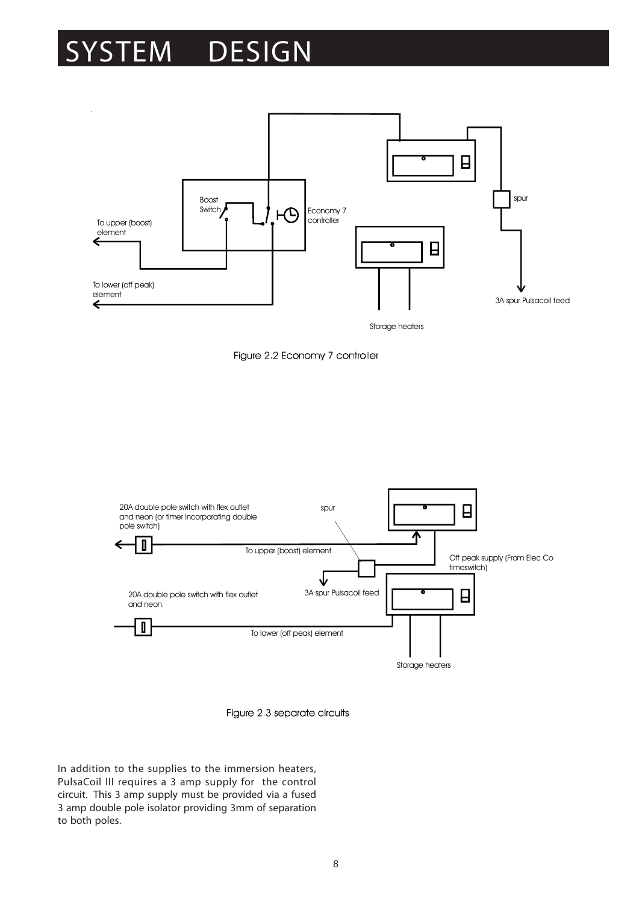# SYSTEM DESIGN

Boost Switch

Economy 7 controller

To upper (boost) element

To lower (off peak) element

spur

3A spur Pulsacoil feed

Storage heaters

Figure 2.2 Economy 7 controller

20A double pole switch with flex outlet and neon (or timer incorporating double pole switch)

spur

To upper (boost) element

Off peak supply (From Elec Co timeswitch)

3A spur Pulsacoil feed

20A double pole switch with flex outlet and neon.

To lower (off peak) element

Storage heaters

Figure 2.3 separate circuits

In addition to the supplies to the immersion heaters, PulsaCoil III requires a 3 amp supply for the control circuit. This 3 amp supply must be provided via a fused 3 amp double pole isolator providing 3mm of separation to both poles.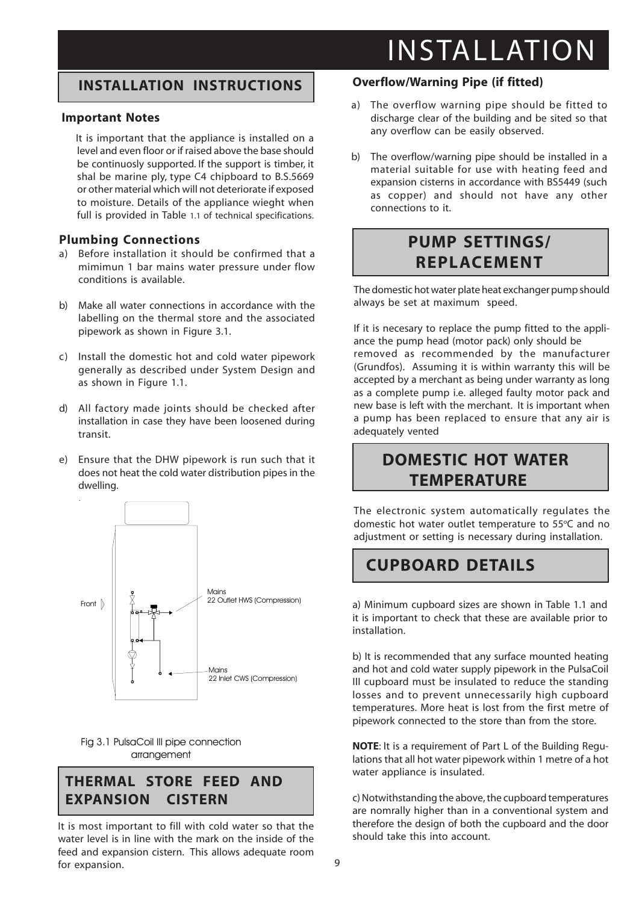# INSTALLATION

## INSTALLATION INSTRUCTIONS

### Important Notes

It is important that the appliance is installed on a level and even floor or if raised above the base should be continuosly supported. If the support is timber, it shal be marine ply, type C4 chipboard to B.S.5669 or other material which will not deteriorate if exposed to moisture. Details of the appliance wieght when full is provided in Table 1.1 of technical specifications.

### Plumbing Connections

a) Before installation it should be confirmed that a mimimun 1 bar mains water pressure under flow conditions is available.

b) Make all water connections in accordance with the labelling on the thermal store and the associated pipework as shown in Figure 3.1.

c) Install the domestic hot and cold water pipework generally as described under System Design and as shown in Figure 1.1.

d) All factory made joints should be checked after installation in case they have been loosened during transit.

e) Ensure that the DHW pipework is run such that it does not heat the cold water distribution pipes in the dwelling.

Front

Mains
22 Outlet HWS (Compression)

Mains
22 Inlet CWS (Compression)

Fig 3.1 PulsaCoil III pipe connection arrangement

## THERMAL STORE FEED AND EXPANSION CISTERN

It is most important to fill with cold water so that the water level is in line with the mark on the inside of the feed and expansion cistern. This allows adequate room for expansion.

### Overflow/Warning Pipe (if fitted)

a) The overflow warning pipe should be fitted to discharge clear of the building and be sited so that any overflow can be easily observed.

b) The overflow/warning pipe should be installed in a material suitable for use with heating feed and expansion cisterns in accordance with BS5449 (such as copper) and should not have any other connections to it.

## PUMP SETTINGS/ REPLACEMENT

The domestic hot water plate heat exchanger pump should always be set at maximum speed.

If it is necesary to replace the pump fitted to the appliance the pump head (motor pack) only should be removed as recommended by the manufacturer (Grundfos). Assuming it is within warranty this will be accepted by a merchant as being under warranty as long as a complete pump i.e. alleged faulty motor pack and new base is left with the merchant. It is important when a pump has been replaced to ensure that any air is adequately vented

## DOMESTIC HOT WATER TEMPERATURE

The electronic system automatically regulates the domestic hot water outlet temperature to 55°C and no adjustment or setting is necessary during installation.

## CUPBOARD DETAILS

a) Minimum cupboard sizes are shown in Table 1.1 and it is important to check that these are available prior to installation.

b) It is recommended that any surface mounted heating and hot and cold water supply pipework in the PulsaCoil III cupboard must be insulated to reduce the standing losses and to prevent unnecessarily high cupboard temperatures. More heat is lost from the first metre of pipework connected to the store than from the store.

**NOTE**: It is a requirement of Part L of the Building Regulations that all hot water pipework within 1 metre of a hot water appliance is insulated.

c) Notwithstanding the above, the cupboard temperatures are nomrally higher than in a conventional system and therefore the design of both the cupboard and the door should take this into account.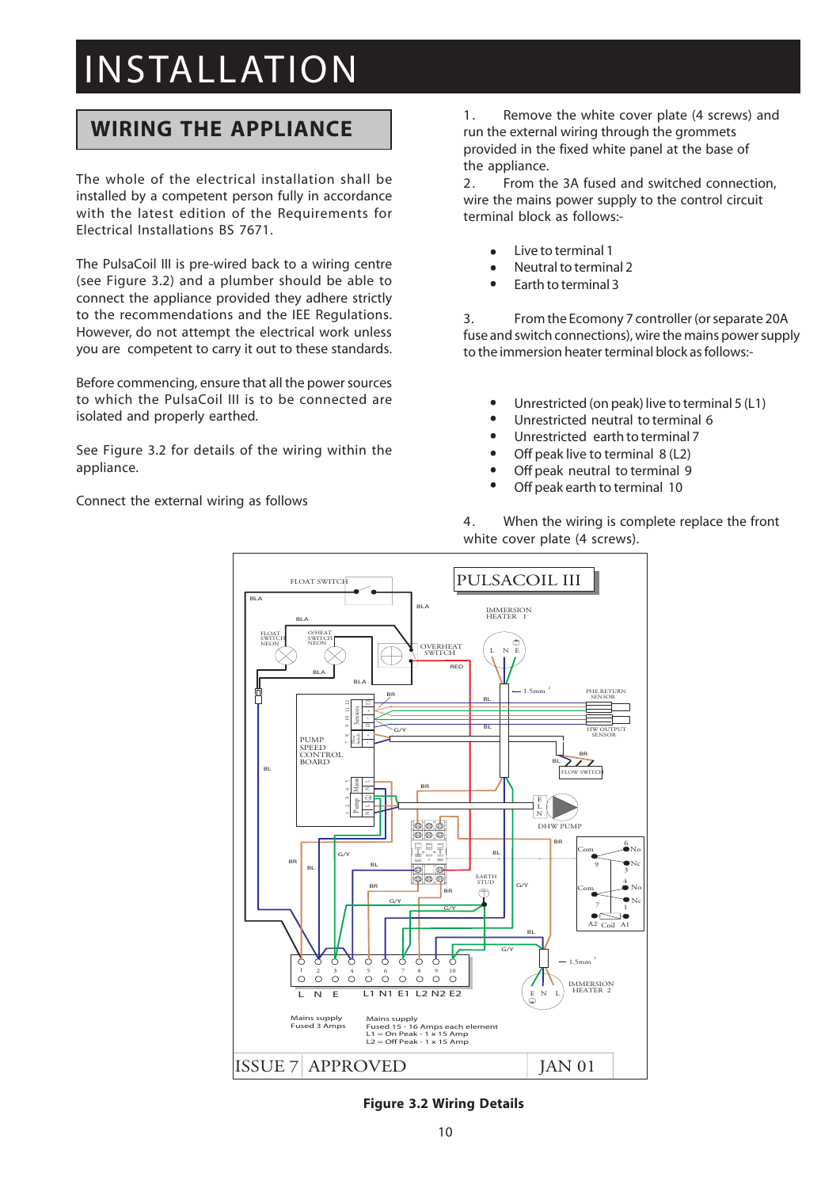# INSTALLATION

## WIRING THE APPLIANCE

The whole of the electrical installation shall be installed by a competent person fully in accordance with the latest edition of the Requirements for Electrical Installations BS 7671.

The PulsaCoil III is pre-wired back to a wiring centre (see Figure 3.2) and a plumber should be able to connect the appliance provided they adhere strictly to the recommendations and the IEE Regulations. However, do not attempt the electrical work unless you are competent to carry it out to these standards.

Before commencing, ensure that all the power sources to which the PulsaCoil III is to be connected are isolated and properly earthed.

See Figure 3.2 for details of the wiring within the appliance.

Connect the external wiring as follows

1. Remove the white cover plate (4 screws) and run the external wiring through the grommets provided in the fixed white panel at the base of the appliance.
2. From the 3A fused and switched connection, wire the mains power supply to the control circuit terminal block as follows:-

- Live to terminal 1
- Neutral to terminal 2
- Earth to terminal 3

3. From the Economy 7 controller (or separate 20A fuse and switch connections), wire the mains power supply to the immersion heater terminal block as follows:-

- Unrestricted (on peak) live to terminal 5 (L1)
- Unrestricted neutral to terminal 6
- Unrestricted earth to terminal 7
- Off peak live to terminal 8 (L2)
- Off peak neutral to terminal 9
- Off peak earth to terminal 10

4. When the wiring is complete replace the front white cover plate (4 screws).

**Figure 3.2 Wiring Details**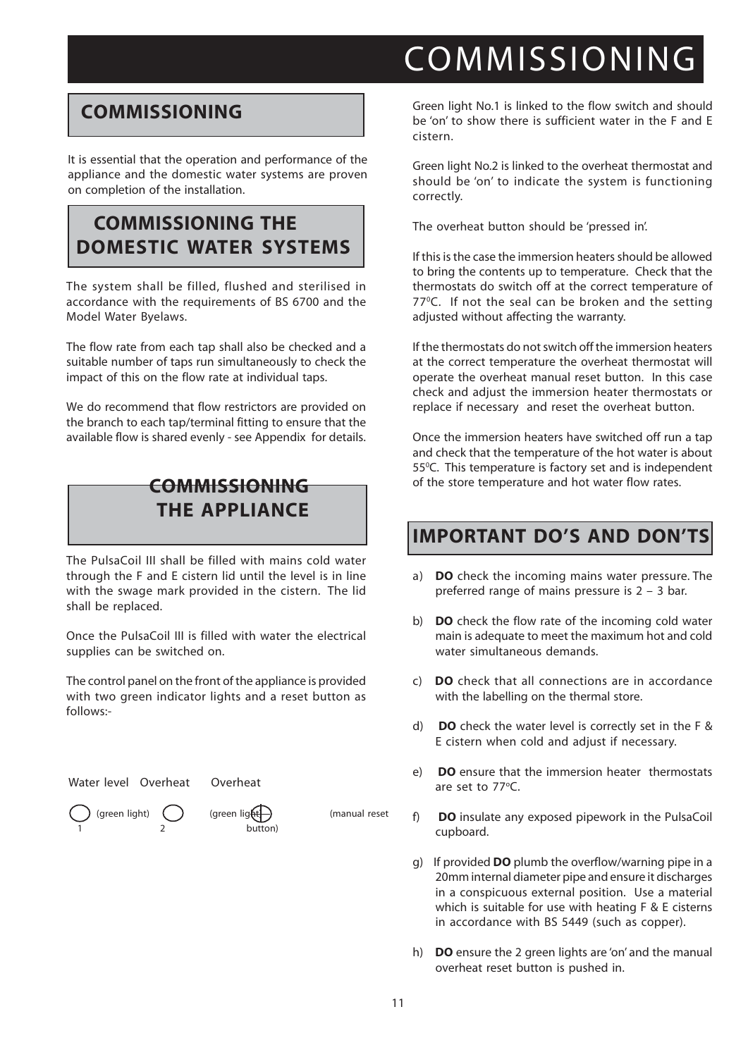# COMMISSIONING

## COMMISSIONING

It is essential that the operation and performance of the appliance and the domestic water systems are proven on completion of the installation.

## COMMISSIONING THE DOMESTIC WATER SYSTEMS

The system shall be filled, flushed and sterilised in accordance with the requirements of BS 6700 and the Model Water Byelaws.

The flow rate from each tap shall also be checked and a suitable number of taps run simultaneously to check the impact of this on the flow rate at individual taps.

We do recommend that flow restrictors are provided on the branch to each tap/terminal fitting to ensure that the available flow is shared evenly - see Appendix for details.

## COMMISSIONING THE APPLIANCE

The PulsaCoil III shall be filled with mains cold water through the F and E cistern lid until the level is in line with the swage mark provided in the cistern. The lid shall be replaced.

Once the PulsaCoil III is filled with water the electrical supplies can be switched on.

The control panel on the front of the appliance is provided with two green indicator lights and a reset button as follows:-

Water level (green light) 1 — Overheat (green light) 2 — Overheat (manual reset button)

Green light No.1 is linked to the flow switch and should be 'on' to show there is sufficient water in the F and E cistern.

Green light No.2 is linked to the overheat thermostat and should be 'on' to indicate the system is functioning correctly.

The overheat button should be 'pressed in'.

If this is the case the immersion heaters should be allowed to bring the contents up to temperature. Check that the thermostats do switch off at the correct temperature of 77°C. If not the seal can be broken and the setting adjusted without affecting the warranty.

If the thermostats do not switch off the immersion heaters at the correct temperature the overheat thermostat will operate the overheat manual reset button. In this case check and adjust the immersion heater thermostats or replace if necessary and reset the overheat button.

Once the immersion heaters have switched off run a tap and check that the temperature of the hot water is about 55°C. This temperature is factory set and is independent of the store temperature and hot water flow rates.

## IMPORTANT DO'S AND DON'TS

a) **DO** check the incoming mains water pressure. The preferred range of mains pressure is 2 – 3 bar.

b) **DO** check the flow rate of the incoming cold water main is adequate to meet the maximum hot and cold water simultaneous demands.

c) **DO** check that all connections are in accordance with the labelling on the thermal store.

d) **DO** check the water level is correctly set in the F & E cistern when cold and adjust if necessary.

e) **DO** ensure that the immersion heater thermostats are set to 77°C.

f) **DO** insulate any exposed pipework in the PulsaCoil cupboard.

g) If provided **DO** plumb the overflow/warning pipe in a 20mm internal diameter pipe and ensure it discharges in a conspicuous external position. Use a material which is suitable for use with heating F & E cisterns in accordance with BS 5449 (such as copper).

h) **DO** ensure the 2 green lights are 'on' and the manual overheat reset button is pushed in.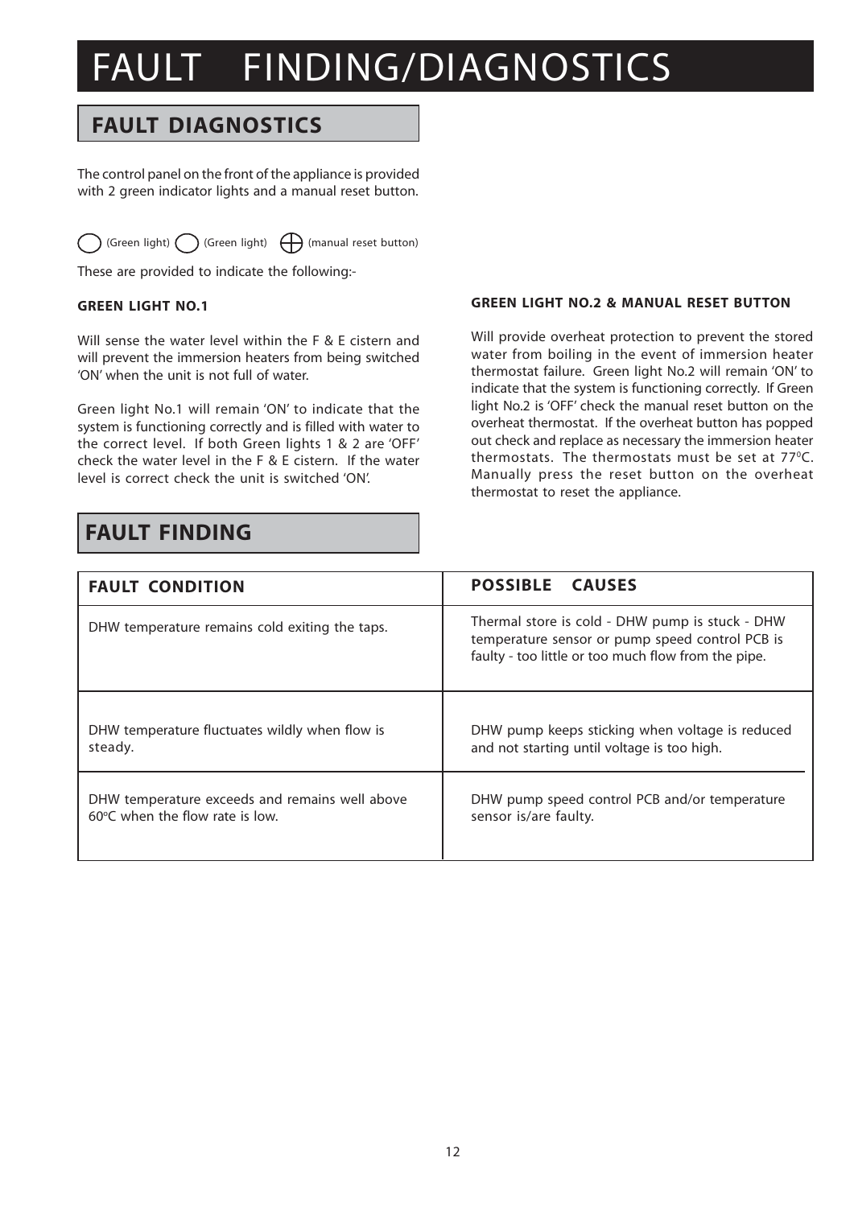# FAULT FINDING/DIAGNOSTICS

## FAULT DIAGNOSTICS

The control panel on the front of the appliance is provided with 2 green indicator lights and a manual reset button.

(Green light) (Green light) (manual reset button)

These are provided to indicate the following:-

### GREEN LIGHT NO.1

Will sense the water level within the F & E cistern and will prevent the immersion heaters from being switched 'ON' when the unit is not full of water.

Green light No.1 will remain 'ON' to indicate that the system is functioning correctly and is filled with water to the correct level. If both Green lights 1 & 2 are 'OFF' check the water level in the F & E cistern. If the water level is correct check the unit is switched 'ON'.

### GREEN LIGHT NO.2 & MANUAL RESET BUTTON

Will provide overheat protection to prevent the stored water from boiling in the event of immersion heater thermostat failure. Green light No.2 will remain 'ON' to indicate that the system is functioning correctly. If Green light No.2 is 'OFF' check the manual reset button on the overheat thermostat. If the overheat button has popped out check and replace as necessary the immersion heater thermostats. The thermostats must be set at 77°C. Manually press the reset button on the overheat thermostat to reset the appliance.

## FAULT FINDING

| FAULT CONDITION | POSSIBLE CAUSES |
|---|---|
| DHW temperature remains cold exiting the taps. | Thermal store is cold - DHW pump is stuck - DHW temperature sensor or pump speed control PCB is faulty - too little or too much flow from the pipe. |
| DHW temperature fluctuates wildly when flow is steady. | DHW pump keeps sticking when voltage is reduced and not starting until voltage is too high. |
| DHW temperature exceeds and remains well above 60°C when the flow rate is low. | DHW pump speed control PCB and/or temperature sensor is/are faulty. |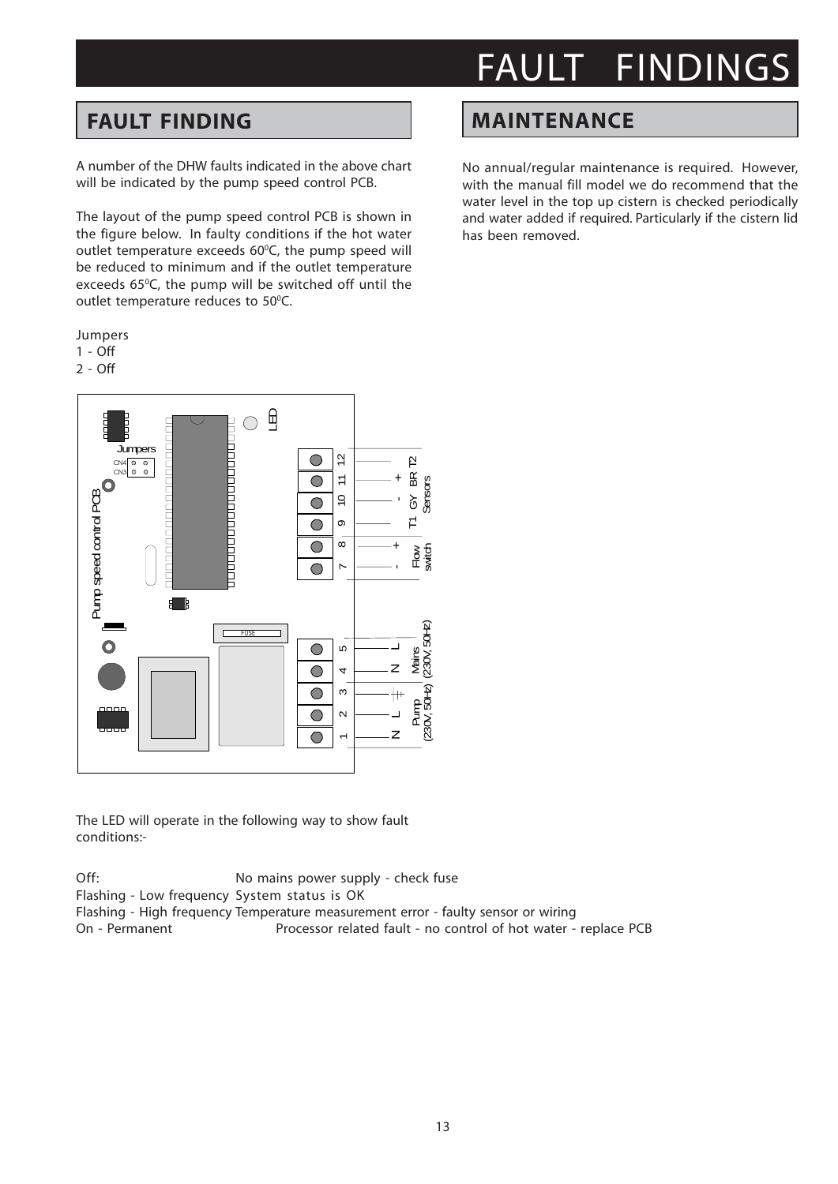# FAULT FINDINGS

## FAULT FINDING

A number of the DHW faults indicated in the above chart will be indicated by the pump speed control PCB.

The layout of the pump speed control PCB is shown in the figure below. In faulty conditions if the hot water outlet temperature exceeds 60°C, the pump speed will be reduced to minimum and if the outlet temperature exceeds 65°C, the pump will be switched off until the outlet temperature reduces to 50°C.

Jumpers
1 - Off
2 - Off

The LED will operate in the following way to show fault conditions:-

| | |
|---|---|
| Off: | No mains power supply - check fuse |
| Flashing - Low frequency | System status is OK |
| Flashing - High frequency | Temperature measurement error - faulty sensor or wiring |
| On - Permanent | Processor related fault - no control of hot water - replace PCB |

## MAINTENANCE

No annual/regular maintenance is required. However, with the manual fill model we do recommend that the water level in the top up cistern is checked periodically and water added if required. Particularly if the cistern lid has been removed.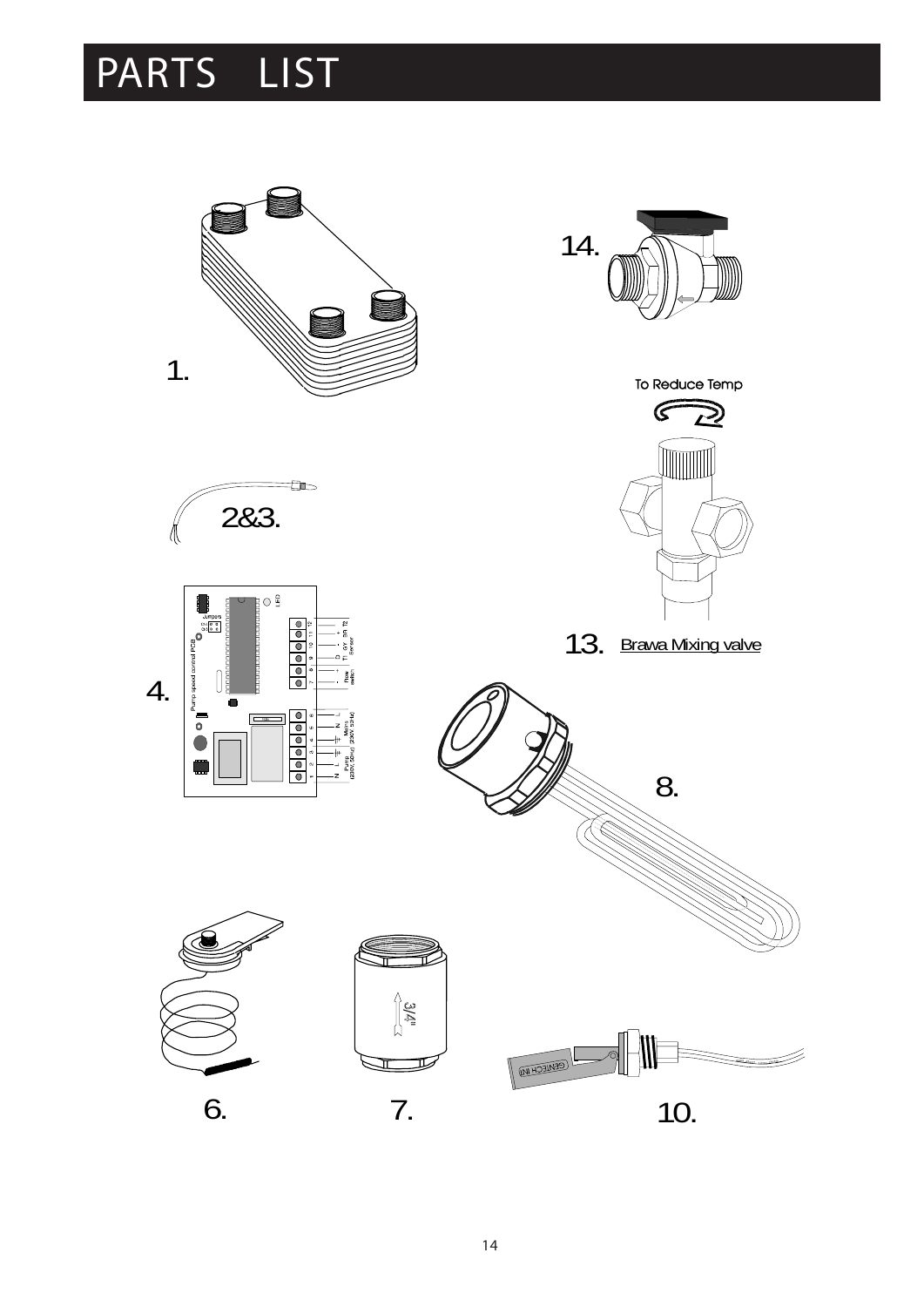# PARTS LIST

1.

14.

To Reduce Temp

2&3.

13. Brawa Mixing valve

4.

8.

6.

7.

10.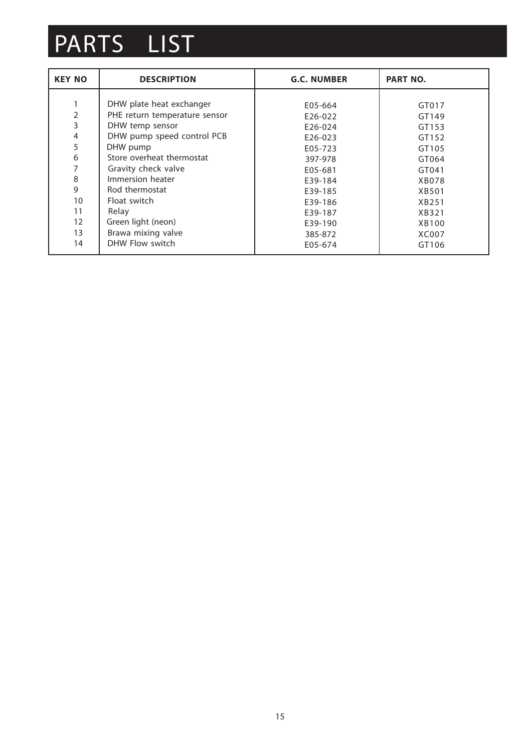# PARTS LIST

| KEY NO | DESCRIPTION | G.C. NUMBER | PART NO. |
|---|---|---|---|
| 1 | DHW plate heat exchanger | E05-664 | GT017 |
| 2 | PHE return temperature sensor | E26-022 | GT149 |
| 3 | DHW temp sensor | E26-024 | GT153 |
| 4 | DHW pump speed control PCB | E26-023 | GT152 |
| 5 | DHW pump | E05-723 | GT105 |
| 6 | Store overheat thermostat | 397-978 | GT064 |
| 7 | Gravity check valve | E05-681 | GT041 |
| 8 | Immersion heater | E39-184 | XB078 |
| 9 | Rod thermostat | E39-185 | XB501 |
| 10 | Float switch | E39-186 | XB251 |
| 11 | Relay | E39-187 | XB321 |
| 12 | Green light (neon) | E39-190 | XB100 |
| 13 | Brawa mixing valve | 385-872 | XC007 |
| 14 | DHW Flow switch | E05-674 | GT106 |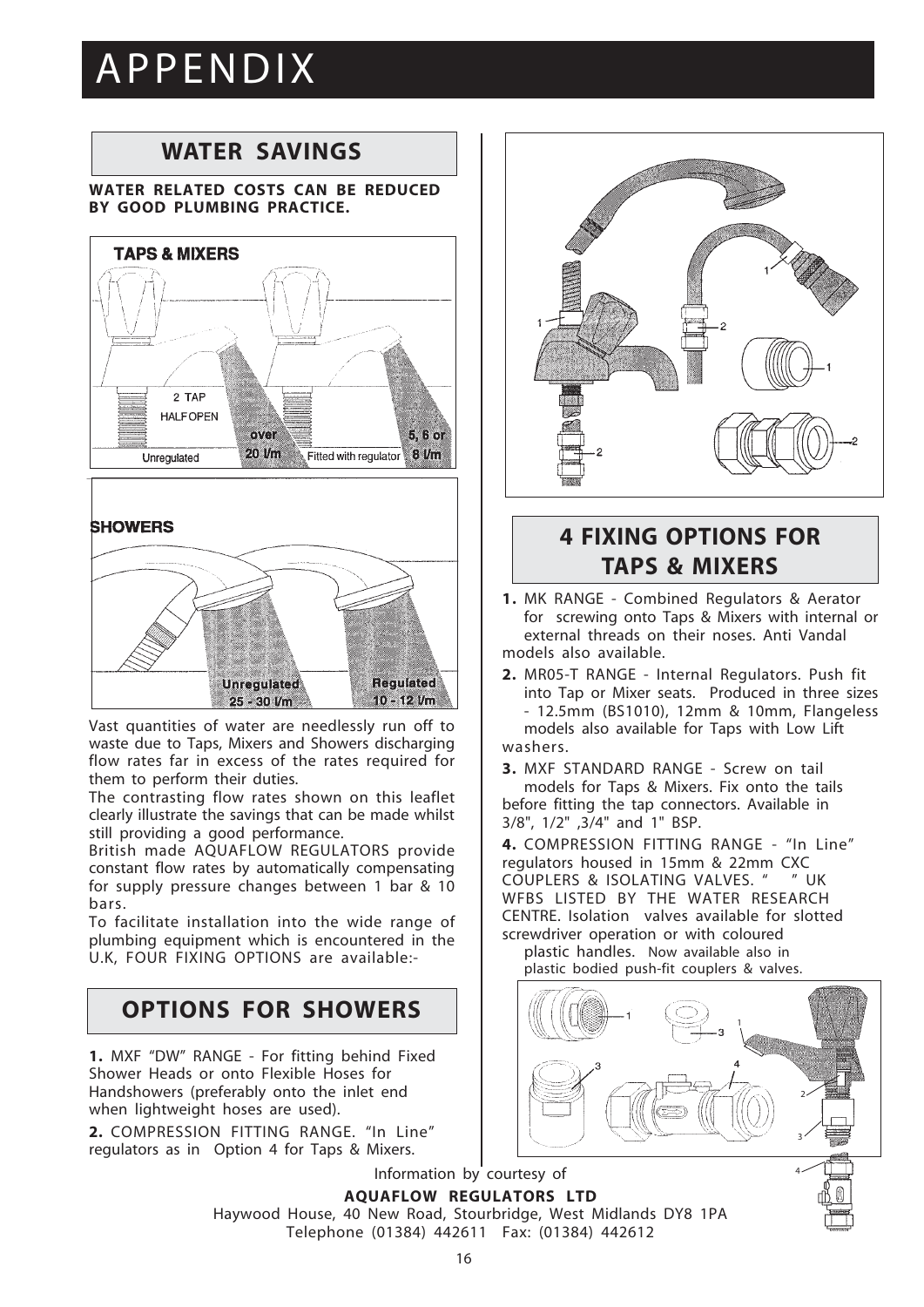# APPENDIX

## WATER SAVINGS

**WATER RELATED COSTS CAN BE REDUCED BY GOOD PLUMBING PRACTICE.**

Vast quantities of water are needlessly run off to waste due to Taps, Mixers and Showers discharging flow rates far in excess of the rates required for them to perform their duties.

The contrasting flow rates shown on this leaflet clearly illustrate the savings that can be made whilst still providing a good performance.

British made AQUAFLOW REGULATORS provide constant flow rates by automatically compensating for supply pressure changes between 1 bar & 10 bars.

To facilitate installation into the wide range of plumbing equipment which is encountered in the U.K, FOUR FIXING OPTIONS are available:-

## OPTIONS FOR SHOWERS

**1.** MXF "DW" RANGE - For fitting behind Fixed Shower Heads or onto Flexible Hoses for Handshowers (preferably onto the inlet end when lightweight hoses are used).

**2.** COMPRESSION FITTING RANGE. "In Line" regulators as in Option 4 for Taps & Mixers.

## 4 FIXING OPTIONS FOR TAPS & MIXERS

**1.** MK RANGE - Combined Regulators & Aerator for screwing onto Taps & Mixers with internal or external threads on their noses. Anti Vandal models also available.

**2.** MR05-T RANGE - Internal Regulators. Push fit into Tap or Mixer seats. Produced in three sizes - 12.5mm (BS1010), 12mm & 10mm, Flangeless models also available for Taps with Low Lift washers.

**3.** MXF STANDARD RANGE - Screw on tail models for Taps & Mixers. Fix onto the tails before fitting the tap connectors. Available in 3/8", 1/2" ,3/4" and 1" BSP.

**4.** COMPRESSION FITTING RANGE - "In Line" regulators housed in 15mm & 22mm CXC COUPLERS & ISOLATING VALVES. " " UK WFBS LISTED BY THE WATER RESEARCH CENTRE. Isolation valves available for slotted screwdriver operation or with coloured plastic handles. Now available also in plastic bodied push-fit couplers & valves.

Information by courtesy of

**AQUAFLOW REGULATORS LTD**

Haywood House, 40 New Road, Stourbridge, West Midlands DY8 1PA

Telephone (01384) 442611 Fax: (01384) 442612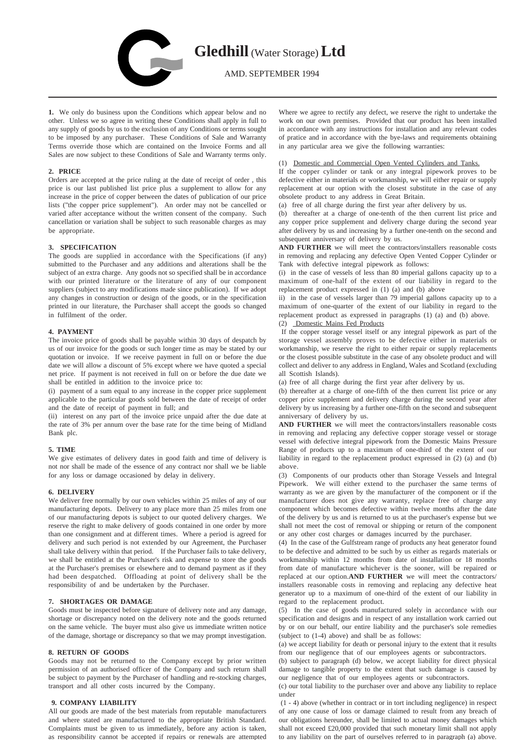# Gledhill (Water Storage) Ltd

AMD. SEPTEMBER 1994

**1.** We only do business upon the Conditions which appear below and no other. Unless we so agree in writing these Conditions shall apply in full to any supply of goods by us to the exclusion of any Conditions or terms sought to be imposed by any purchaser. These Conditions of Sale and Warranty Terms override those which are contained on the Invoice Forms and all Sales are now subject to these Conditions of Sale and Warranty terms only.

**2. PRICE**

Orders are accepted at the price ruling at the date of receipt of order , this price is our last published list price plus a supplement to allow for any increase in the price of copper between the dates of publication of our price lists ("the copper price supplement"). An order may not be cancelled or varied after acceptance without the written consent of the company. Such cancellation or variation shall be subject to such reasonable charges as may be appropriate.

**3. SPECIFICATION**

The goods are supplied in accordance with the Specifications (if any) submitted to the Purchaser and any additions and alterations shall be the subject of an extra charge. Any goods not so specified shall be in accordance with our printed literature or the literature of any of our component suppliers (subject to any modifications made since publication). If we adopt any changes in construction or design of the goods, or in the specification printed in our literature, the Purchaser shall accept the goods so changed in fulfilment of the order.

**4. PAYMENT**

The invoice price of goods shall be payable within 30 days of despatch by us of our invoice for the goods or such longer time as may be stated by our quotation or invoice. If we receive payment in full on or before the due date we will allow a discount of 5% except where we have quoted a special net price. If payment is not received in full on or before the due date we shall be entitled in addition to the invoice price to:

(i) payment of a sum equal to any increase in the copper price supplement applicable to the particular goods sold between the date of receipt of order and the date of receipt of payment in full; and

(ii) interest on any part of the invoice price unpaid after the due date at the rate of 3% per annum over the base rate for the time being of Midland Bank plc.

**5. TIME**

We give estimates of delivery dates in good faith and time of delivery is not nor shall be made of the essence of any contract nor shall we be liable for any loss or damage occasioned by delay in delivery.

**6. DELIVERY**

We deliver free normally by our own vehicles within 25 miles of any of our manufacturing depots. Delivery to any place more than 25 miles from one of our manufacturing depots is subject to our quoted delivery charges. We reserve the right to make delivery of goods contained in one order by more than one consignment and at different times. Where a period is agreed for delivery and such period is not extended by our Agreement, the Purchaser shall take delivery within that period. If the Purchaser fails to take delivery, we shall be entitled at the Purchaser's risk and expense to store the goods at the Purchaser's premises or elsewhere and to demand payment as if they had been despatched. Offloading at point of delivery shall be the responsibility of and be undertaken by the Purchaser.

**7. SHORTAGES OR DAMAGE**

Goods must be inspected before signature of delivery note and any damage, shortage or discrepancy noted on the delivery note and the goods returned on the same vehicle. The buyer must also give us immediate written notice of the damage, shortage or discrepancy so that we may prompt investigation.

**8. RETURN OF GOODS**

Goods may not be returned to the Company except by prior written permission of an authorised officer of the Company and such return shall be subject to payment by the Purchaser of handling and re-stocking charges, transport and all other costs incurred by the Company.

**9. COMPANY LIABILITY**

All our goods are made of the best materials from reputable manufacturers and where stated are manufactured to the appropriate British Standard. Complaints must be given to us immediately, before any action is taken, as responsibility cannot be accepted if repairs or renewals are attempted

Where we agree to rectify any defect, we reserve the right to undertake the work on our own premises. Provided that our product has been installed in accordance with any instructions for installation and any relevant codes of pratice and in accordance with the bye-laws and requirements obtaining in any particular area we give the following warranties:

(1) Domestic and Commercial Open Vented Cylinders and Tanks.

If the copper cylinder or tank or any integral pipework proves to be defective either in materials or workmanship, we will either repair or supply replacement at our option with the closest substitute in the case of any obsolete product to any address in Great Britain.

(a) free of all charge during the first year after delivery by us.

(b) thereafter at a charge of one-tenth of the then current list price and any copper price supplement and delivery charge during the second year after delivery by us and increasing by a further one-tenth on the second and subsequent anniversary of delivery by us.

**AND FURTHER** we will meet the contractors/installers reasonable costs in removing and replacing any defective Open Vented Copper Cylinder or Tank with defective integral pipework as follows:

(i) in the case of vessels of less than 80 imperial gallons capacity up to a maximum of one-half of the extent of our liability in regard to the replacement product expressed in (1) (a) and (b) above

ii) in the case of vessels larger than 79 imperial gallons capacity up to a maximum of one-quarter of the extent of our liability in regard to the replacement product as expressed in paragraphs (1) (a) and (b) above.

(2) Domestic Mains Fed Products

If the copper storage vessel itself or any integral pipework as part of the storage vessel assembly proves to be defective either in materials or workmanship, we reserve the right to either repair or supply replacements or the closest possible substitute in the case of any obsolete product and will collect and deliver to any address in England, Wales and Scotland (excluding all Scottish Islands).

(a) free of all charge during the first year after delivery by us.

(b) thereafter at a charge of one-fifth of the then current list price or any copper price supplement and delivery charge during the second year after delivery by us increasing by a further one-fifth on the second and subsequent anniversary of delivery by us.

**AND FURTHER** we will meet the contractors/installers reasonable costs in removing and replacing any defective copper storage vessel or storage vessel with defective integral pipework from the Domestic Mains Pressure Range of products up to a maximum of one-third of the extent of our liability in regard to the replacement product expressed in (2) (a) and (b) above.

(3) Components of our products other than Storage Vessels and Integral Pipework. We will either extend to the purchaser the same terms of warranty as we are given by the manufacturer of the component or if the manufacturer does not give any warranty, replace free of charge any component which becomes defective within twelve months after the date of the delivery by us and is returned to us at the purchaser's expense but we shall not meet the cost of removal or shipping or return of the component or any other cost charges or damages incurred by the purchaser.

(4) In the case of the Gulfstream range of products any heat generator found to be defective and admitted to be such by us either as regards materials or workmanship within 12 months from date of installation or 18 months from date of manufacture whichever is the sooner, will be repaired or replaced at our option.**AND FURTHER** we will meet the contractors/ installers reasonable costs in removing and replacing any defective heat generator up to a maximum of one-third of the extent of our liability in regard to the replacement product.

(5) In the case of goods manufactured solely in accordance with our specification and designs and in respect of any installation work carried out by or on our behalf, our entire liability and the purchaser's sole remedies (subject to (1-4) above) and shall be as follows:

(a) we accept liability for death or personal injury to the extent that it results from our negligence that of our employees agents or subcontractors.

(b) subject to paragraph (d) below, we accept liability for direct physical damage to tangible property to the extent that such damage is caused by our negligence that of our employees agents or subcontractors.

(c) our total liability to the purchaser over and above any liability to replace under

(1 - 4) above (whether in contract or in tort including negligence) in respect of any one cause of loss or damage claimed to result from any breach of our obligations hereunder, shall be limited to actual money damages which shall not exceed £20,000 provided that such monetary limit shall not apply to any liability on the part of ourselves referred to in paragraph (a) above.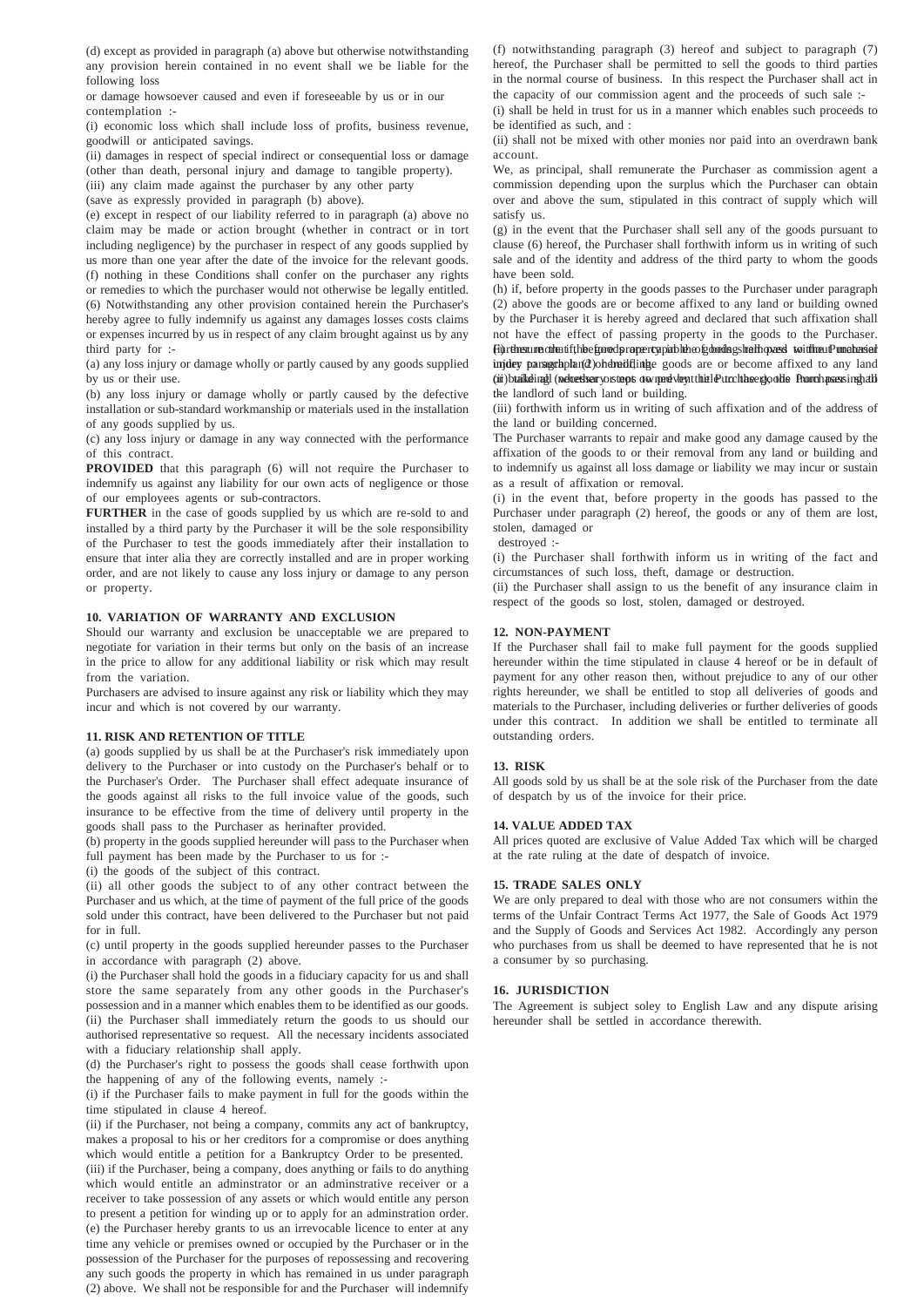(d) except as provided in paragraph (a) above but otherwise notwithstanding any provision herein contained in no event shall we be liable for the following loss

or damage howsoever caused and even if foreseeable by us or in our contemplation :-

(i) economic loss which shall include loss of profits, business revenue, goodwill or anticipated savings.

(ii) damages in respect of special indirect or consequential loss or damage (other than death, personal injury and damage to tangible property).

(iii) any claim made against the purchaser by any other party

(save as expressly provided in paragraph (b) above).

(e) except in respect of our liability referred to in paragraph (a) above no claim may be made or action brought (whether in contract or in tort including negligence) by the purchaser in respect of any goods supplied by us more than one year after the date of the invoice for the relevant goods.

(f) nothing in these Conditions shall confer on the purchaser any rights or remedies to which the purchaser would not otherwise be legally entitled.

(6) Notwithstanding any other provision contained herein the Purchaser's hereby agree to fully indemnify us against any damages losses costs claims or expenses incurred by us in respect of any claim brought against us by any third party for :-

(a) any loss injury or damage wholly or partly caused by any goods supplied by us or their use.

(b) any loss injury or damage wholly or partly caused by the defective installation or sub-standard workmanship or materials used in the installation of any goods supplied by us.

(c) any loss injury or damage in any way connected with the performance of this contract.

**PROVIDED** that this paragraph (6) will not require the Purchaser to indemnify us against any liability for our own acts of negligence or those of our employees agents or sub-contractors.

**FURTHER** in the case of goods supplied by us which are re-sold to and installed by a third party by the Purchaser it will be the sole responsibility of the Purchaser to test the goods immediately after their installation to ensure that inter alia they are correctly installed and are in proper working order, and are not likely to cause any loss injury or damage to any person or property.

**10. VARIATION OF WARRANTY AND EXCLUSION**

Should our warranty and exclusion be unacceptable we are prepared to negotiate for variation in their terms but only on the basis of an increase in the price to allow for any additional liability or risk which may result from the variation.

Purchasers are advised to insure against any risk or liability which they may incur and which is not covered by our warranty.

**11. RISK AND RETENTION OF TITLE**

(a) goods supplied by us shall be at the Purchaser's risk immediately upon delivery to the Purchaser or into custody on the Purchaser's behalf or to the Purchaser's Order. The Purchaser shall effect adequate insurance of the goods against all risks to the full invoice value of the goods, such insurance to be effective from the time of delivery until property in the goods shall pass to the Purchaser as herinafter provided.

(b) property in the goods supplied hereunder will pass to the Purchaser when full payment has been made by the Purchaser to us for :-

(i) the goods of the subject of this contract.

(ii) all other goods the subject to of any other contract between the Purchaser and us which, at the time of payment of the full price of the goods sold under this contract, have been delivered to the Purchaser but not paid for in full.

(c) until property in the goods supplied hereunder passes to the Purchaser in accordance with paragraph (2) above.

(i) the Purchaser shall hold the goods in a fiduciary capacity for us and shall store the same separately from any other goods in the Purchaser's possession and in a manner which enables them to be identified as our goods.

(ii) the Purchaser shall immediately return the goods to us should our authorised representative so request. All the necessary incidents associated with a fiduciary relationship shall apply.

(d) the Purchaser's right to possess the goods shall cease forthwith upon the happening of any of the following events, namely :-

(i) if the Purchaser fails to make payment in full for the goods within the time stipulated in clause 4 hereof.

(ii) if the Purchaser, not being a company, commits any act of bankruptcy, makes a proposal to his or her creditors for a compromise or does anything which would entitle a petition for a Bankruptcy Order to be presented.

(iii) if the Purchaser, being a company, does anything or fails to do anything which would entitle an adminstrator or an adminstrative receiver or a receiver to take possession of any assets or which would entitle any person to present a petition for winding up or to apply for an adminstration order.

(e) the Purchaser hereby grants to us an irrevocable licence to enter at any time any vehicle or premises owned or occupied by the Purchaser or in the possession of the Purchaser for the purposes of repossessing and recovering any such goods the property in which has remained in us under paragraph (2) above. We shall not be responsible for and the Purchaser will indemnify

(f) notwithstanding paragraph (3) hereof and subject to paragraph (7) hereof, the Purchaser shall be permitted to sell the goods to third parties in the normal course of business. In this respect the Purchaser shall act in the capacity of our commission agent and the proceeds of such sale :-

(i) shall be held in trust for us in a manner which enables such proceeds to be identified as such, and :

(ii) shall not be mixed with other monies nor paid into an overdrawn bank account.

We, as principal, shall remunerate the Purchaser as commission agent a commission depending upon the surplus which the Purchaser can obtain over and above the sum, stipulated in this contract of supply which will satisfy us.

(g) in the event that the Purchaser shall sell any of the goods pursuant to clause (6) hereof, the Purchaser shall forthwith inform us in writing of such sale and of the identity and address of the third party to whom the goods have been sold.

(h) if, before property in the goods passes to the Purchaser under paragraph (2) above the goods are or become affixed to any land or building owned by the Purchaser it is hereby agreed and declared that such affixation shall not have the effect of passing property in the goods to the Purchaser. Furthermore if, before property in the goods has passed to the Purchaser under paragraph (2) hereof, the goods are or become affixed to any land or building not owned by the Purchaser, the Purchaser shall :-

(ii) take all necessary steps to prevent title to the goods from passing to the landlord of such land or building.

(iii) forthwith inform us in writing of such affixation and of the address of the land or building concerned.

The Purchaser warrants to repair and make good any damage caused by the affixation of the goods to or their removal from any land or building and to indemnify us against all loss damage or liability we may incur or sustain as a result of affixation or removal.

(i) in the event that, before property in the goods has passed to the Purchaser under paragraph (2) hereof, the goods or any of them are lost, stolen, damaged or

destroyed :-

(i) the Purchaser shall forthwith inform us in writing of the fact and circumstances of such loss, theft, damage or destruction.

(ii) the Purchaser shall assign to us the benefit of any insurance claim in respect of the goods so lost, stolen, damaged or destroyed.

**12. NON-PAYMENT**

If the Purchaser shall fail to make full payment for the goods supplied hereunder within the time stipulated in clause 4 hereof or be in default of payment for any other reason then, without prejudice to any of our other rights hereunder, we shall be entitled to stop all deliveries of goods and materials to the Purchaser, including deliveries or further deliveries of goods under this contract. In addition we shall be entitled to terminate all outstanding orders.

**13. RISK**

All goods sold by us shall be at the sole risk of the Purchaser from the date of despatch by us of the invoice for their price.

**14. VALUE ADDED TAX**

All prices quoted are exclusive of Value Added Tax which will be charged at the rate ruling at the date of despatch of invoice.

**15. TRADE SALES ONLY**

We are only prepared to deal with those who are not consumers within the terms of the Unfair Contract Terms Act 1977, the Sale of Goods Act 1979 and the Supply of Goods and Services Act 1982. Accordingly any person who purchases from us shall be deemed to have represented that he is not a consumer by so purchasing.

**16. JURISDICTION**

The Agreement is subject soley to English Law and any dispute arising hereunder shall be settled in accordance therewith.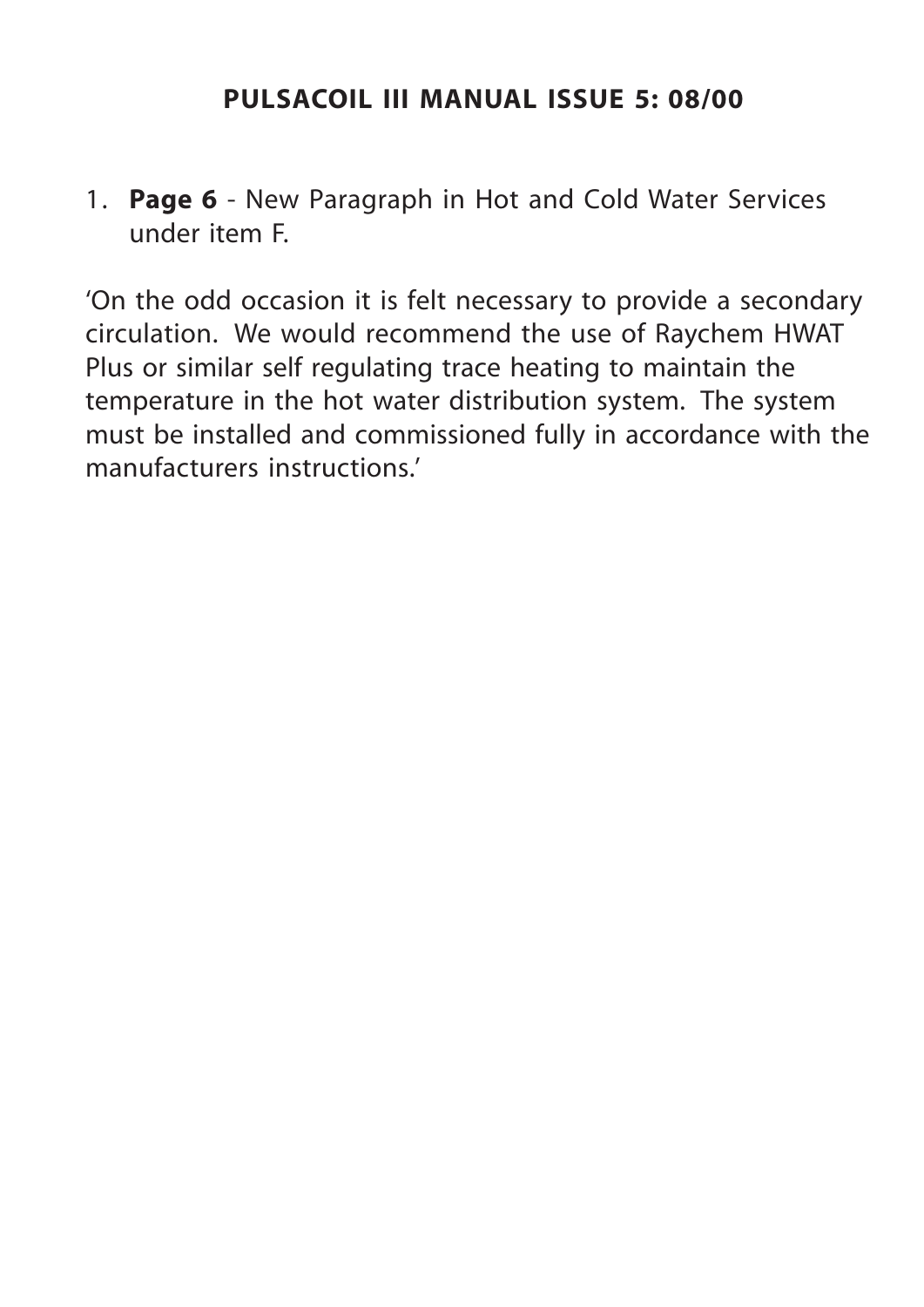## PULSACOIL III MANUAL ISSUE 5: 08/00

1. **Page 6** - New Paragraph in Hot and Cold Water Services under item F.

'On the odd occasion it is felt necessary to provide a secondary circulation. We would recommend the use of Raychem HWAT Plus or similar self regulating trace heating to maintain the temperature in the hot water distribution system. The system must be installed and commissioned fully in accordance with the manufacturers instructions.'